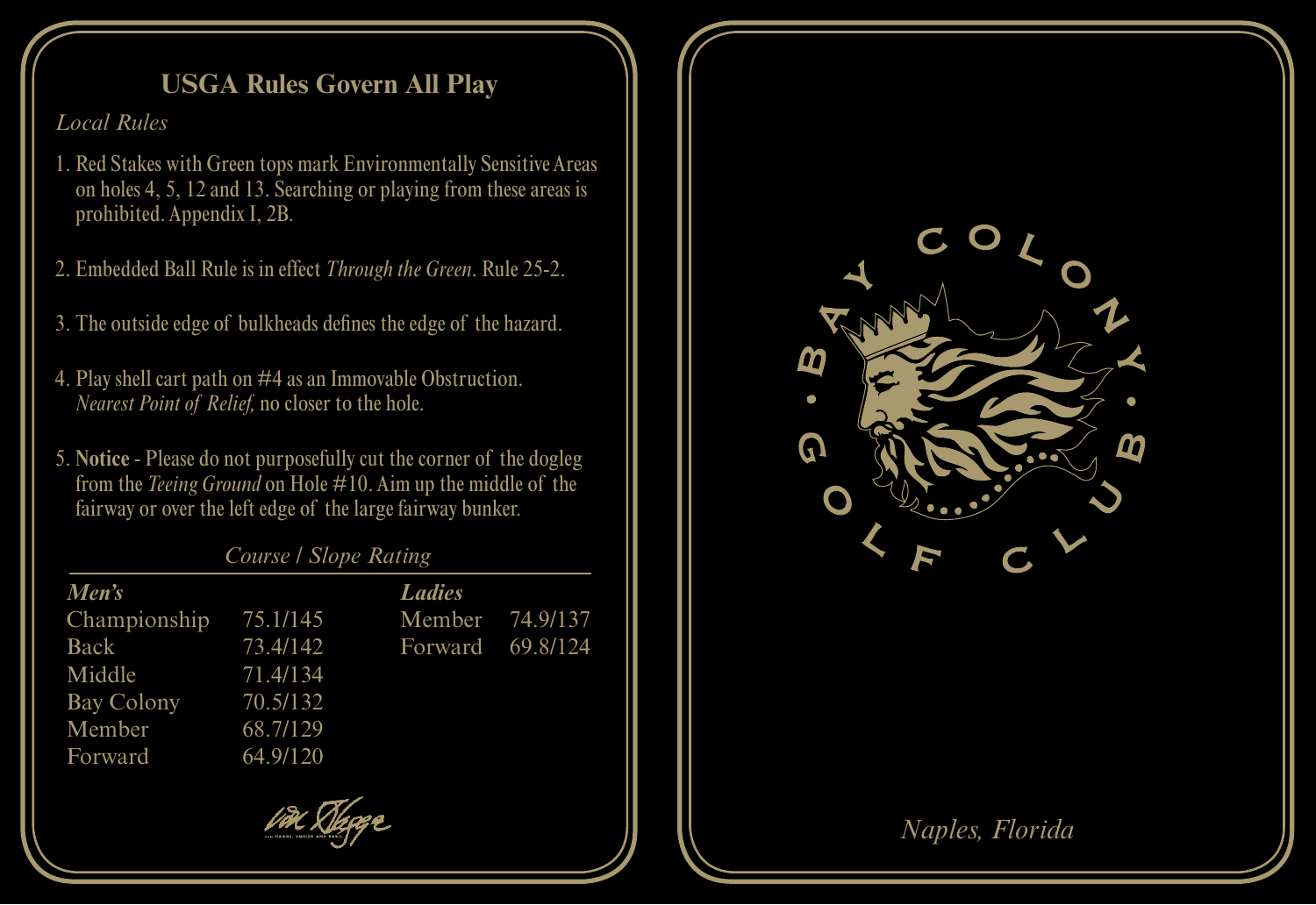## USGA Rules Govern All Play

*Local Rules*

1. Red Stakes with Green tops mark Environmentally Sensitive Areas on holes 4, 5, 12 and 13. Searching or playing from these areas is prohibited. Appendix I, 2B.

2. Embedded Ball Rule is in effect *Through the Green*. Rule 25-2.

3. The outside edge of bulkheads defines the edge of the hazard.

4. Play shell cart path on #4 as an Immovable Obstruction. *Nearest Point of Relief,* no closer to the hole.

5. **Notice** - Please do not purposefully cut the corner of the dogleg from the *Teeing Ground* on Hole #10. Aim up the middle of the fairway or over the left edge of the large fairway bunker.

*Course / Slope Rating*

| ***Men's*** | | ***Ladies*** | |
|---|---|---|---|
| Championship | 75.1/145 | Member | 74.9/137 |
| Back | 73.4/142 | Forward | 69.8/124 |
| Middle | 71.4/134 | | |
| Bay Colony | 70.5/132 | | |
| Member | 68.7/129 | | |
| Forward | 64.9/120 | | |

Von Hagge, Smelek and Baril

BAY COLONY GOLF CLUB

*Naples, Florida*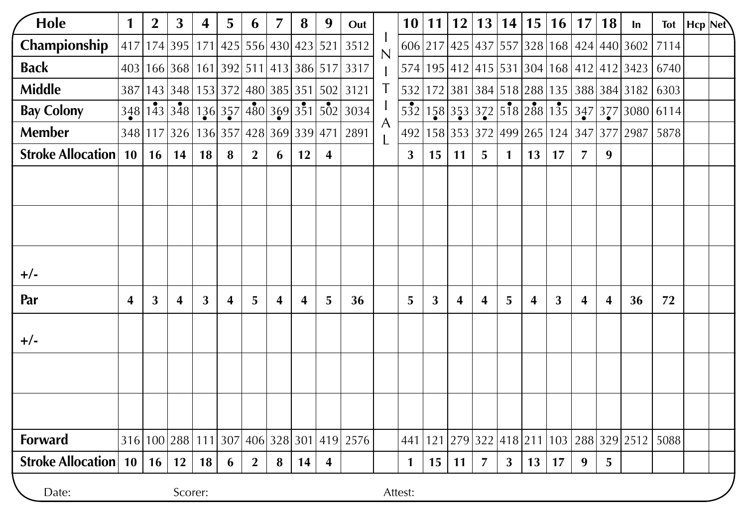| Hole | 1 | 2 | 3 | 4 | 5 | 6 | 7 | 8 | 9 | Out | | 10 | 11 | 12 | 13 | 14 | 15 | 16 | 17 | 18 | In | Tot | Hcp | Net |
|---|---|---|---|---|---|---|---|---|---|---|---|---|---|---|---|---|---|---|---|---|---|---|---|---|
| Championship | 417 | 174 | 395 | 171 | 425 | 556 | 430 | 423 | 521 | 3512 | I | 606 | 217 | 425 | 437 | 557 | 328 | 168 | 424 | 440 | 3602 | 7114 | | |
| Back | 403 | 166 | 368 | 161 | 392 | 511 | 413 | 386 | 517 | 3317 | N | 574 | 195 | 412 | 415 | 531 | 304 | 168 | 412 | 412 | 3423 | 6740 | | |
| Middle | 387 | 143 | 348 | 153 | 372 | 480 | 385 | 351 | 502 | 3121 | I | 532 | 172 | 381 | 384 | 518 | 288 | 135 | 388 | 384 | 3182 | 6303 | | |
| Bay Colony | 348 | 143 | 348 | 136 | 357 | 480 | 369 | 351 | 502 | 3034 | T | 532 | 158 | 353 | 372 | 518 | 288 | 135 | 347 | 377 | 3080 | 6114 | | |
| Member | 348 | 117 | 326 | 136 | 357 | 428 | 369 | 339 | 471 | 2891 | I A L | 492 | 158 | 353 | 372 | 499 | 265 | 124 | 347 | 377 | 2987 | 5878 | | |
| Stroke Allocation | 10 | 16 | 14 | 18 | 8 | 2 | 6 | 12 | 4 | | | 3 | 15 | 11 | 5 | 1 | 13 | 17 | 7 | 9 | | | | |
| | | | | | | | | | | | | | | | | | | | | | | | | |
| | | | | | | | | | | | | | | | | | | | | | | | | |
| +/- | | | | | | | | | | | | | | | | | | | | | | | | |
| Par | 4 | 3 | 4 | 3 | 4 | 5 | 4 | 4 | 5 | 36 | | 5 | 3 | 4 | 4 | 5 | 4 | 3 | 4 | 4 | 36 | 72 | | |
| +/- | | | | | | | | | | | | | | | | | | | | | | | | |
| | | | | | | | | | | | | | | | | | | | | | | | | |
| | | | | | | | | | | | | | | | | | | | | | | | | |
| Forward | 316 | 100 | 288 | 111 | 307 | 406 | 328 | 301 | 419 | 2576 | | 441 | 121 | 279 | 322 | 418 | 211 | 103 | 288 | 329 | 2512 | 5088 | | |
| Stroke Allocation | 10 | 16 | 12 | 18 | 6 | 2 | 8 | 14 | 4 | | | 1 | 15 | 11 | 7 | 3 | 13 | 17 | 9 | 5 | | | | |

Date: Scorer: Attest: